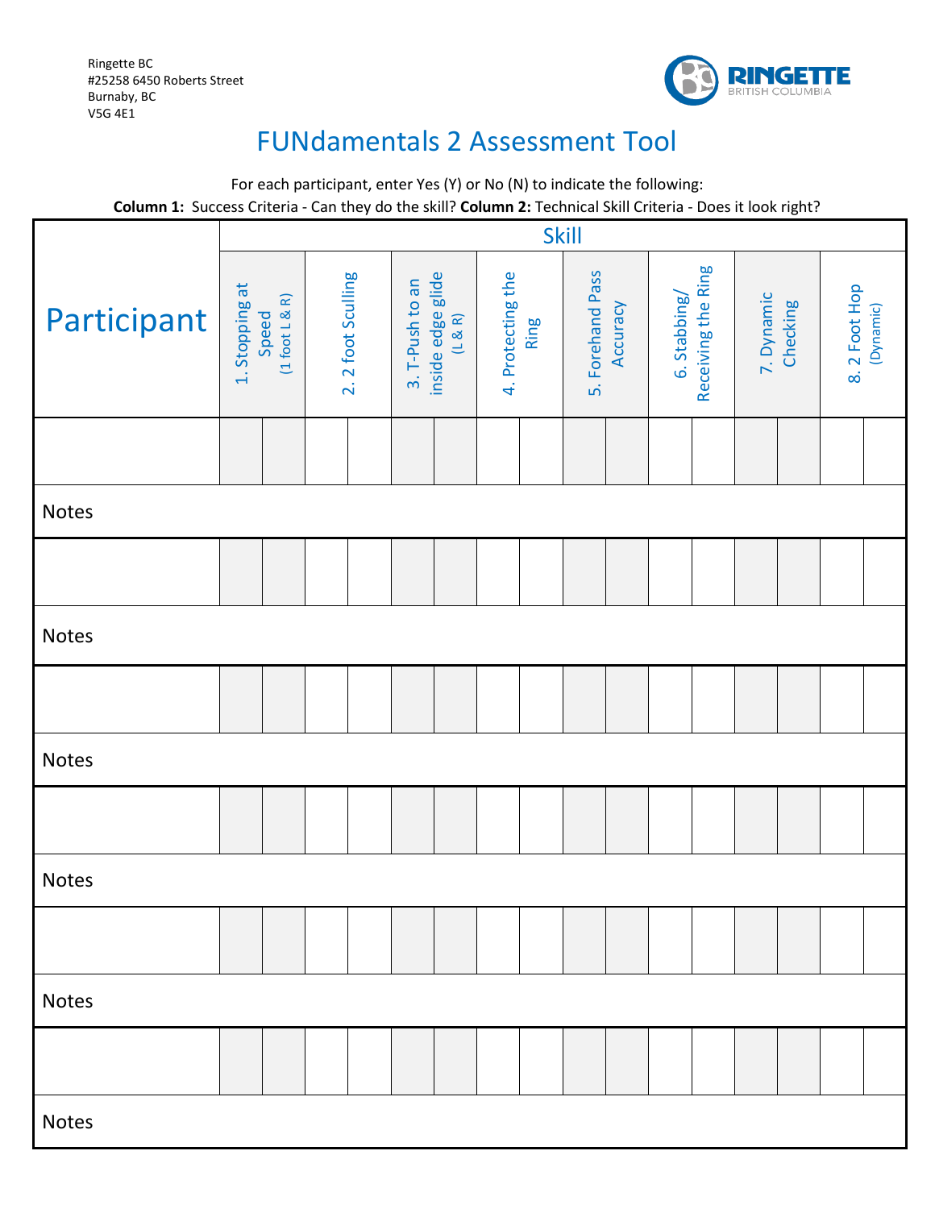Ringette BC
#25258 6450 Roberts Street
Burnaby, BC
V5G 4E1

RINGETTE BRITISH COLUMBIA

# FUNdamentals 2 Assessment Tool

For each participant, enter Yes (Y) or No (N) to indicate the following:

**Column 1:** Success Criteria - Can they do the skill? **Column 2:** Technical Skill Criteria - Does it look right?

| Participant | Skill | | | | | | | | | | | | | | | |
|---|---|---|---|---|---|---|---|---|---|---|---|---|---|---|---|---|
| | 1. Stopping at Speed (1 foot L & R) | | 2. 2 foot Sculling | | 3. T-Push to an inside edge glide (L & R) | | 4. Protecting the Ring | | 5. Forehand Pass Accuracy | | 6. Stabbing/ Receiving the Ring | | 7. Dynamic Checking | | 8. 2 Foot Hop (Dynamic) | |
| | | | | | | | | | | | | | | | | |
| Notes | | | | | | | | | | | | | | | | |
| | | | | | | | | | | | | | | | | |
| Notes | | | | | | | | | | | | | | | | |
| | | | | | | | | | | | | | | | | |
| Notes | | | | | | | | | | | | | | | | |
| | | | | | | | | | | | | | | | | |
| Notes | | | | | | | | | | | | | | | | |
| | | | | | | | | | | | | | | | | |
| Notes | | | | | | | | | | | | | | | | |
| | | | | | | | | | | | | | | | | |
| Notes | | | | | | | | | | | | | | | | |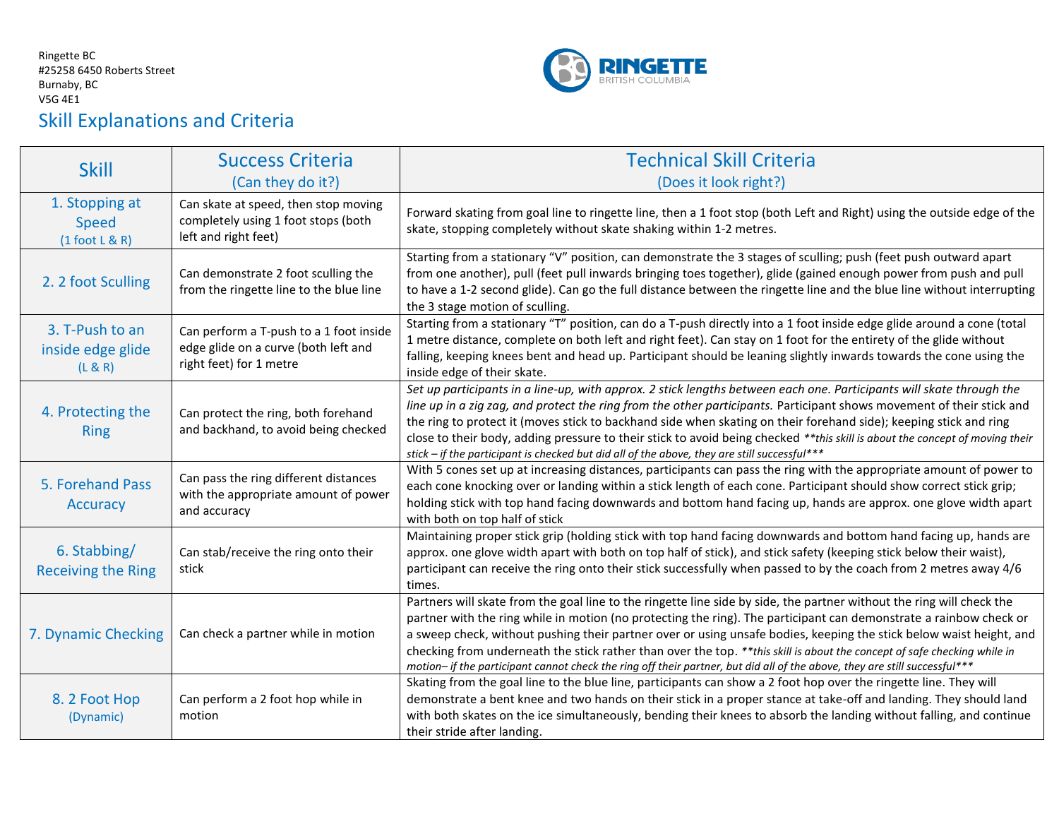Ringette BC
#25258 6450 Roberts Street
Burnaby, BC
V5G 4E1

## Skill Explanations and Criteria

| Skill | Success Criteria (Can they do it?) | Technical Skill Criteria (Does it look right?) |
|---|---|---|
| 1. Stopping at Speed (1 foot L & R) | Can skate at speed, then stop moving completely using 1 foot stops (both left and right feet) | Forward skating from goal line to ringette line, then a 1 foot stop (both Left and Right) using the outside edge of the skate, stopping completely without skate shaking within 1-2 metres. |
| 2. 2 foot Sculling | Can demonstrate 2 foot sculling the from the ringette line to the blue line | Starting from a stationary "V" position, can demonstrate the 3 stages of sculling; push (feet push outward apart from one another), pull (feet pull inwards bringing toes together), glide (gained enough power from push and pull to have a 1-2 second glide). Can go the full distance between the ringette line and the blue line without interrupting the 3 stage motion of sculling. |
| 3. T-Push to an inside edge glide (L & R) | Can perform a T-push to a 1 foot inside edge glide on a curve (both left and right feet) for 1 metre | Starting from a stationary "T" position, can do a T-push directly into a 1 foot inside edge glide around a cone (total 1 metre distance, complete on both left and right feet). Can stay on 1 foot for the entirety of the glide without falling, keeping knees bent and head up. Participant should be leaning slightly inwards towards the cone using the inside edge of their skate. |
| 4. Protecting the Ring | Can protect the ring, both forehand and backhand, to avoid being checked | *Set up participants in a line-up, with approx. 2 stick lengths between each one. Participants will skate through the line up in a zig zag, and protect the ring from the other participants.* Participant shows movement of their stick and the ring to protect it (moves stick to backhand side when skating on their forehand side); keeping stick and ring close to their body, adding pressure to their stick to avoid being checked *\*\*this skill is about the concept of moving their stick – if the participant is checked but did all of the above, they are still successful\*\*\** |
| 5. Forehand Pass Accuracy | Can pass the ring different distances with the appropriate amount of power and accuracy | With 5 cones set up at increasing distances, participants can pass the ring with the appropriate amount of power to each cone knocking over or landing within a stick length of each cone. Participant should show correct stick grip; holding stick with top hand facing downwards and bottom hand facing up, hands are approx. one glove width apart with both on top half of stick |
| 6. Stabbing/ Receiving the Ring | Can stab/receive the ring onto their stick | Maintaining proper stick grip (holding stick with top hand facing downwards and bottom hand facing up, hands are approx. one glove width apart with both on top half of stick), and stick safety (keeping stick below their waist), participant can receive the ring onto their stick successfully when passed to by the coach from 2 metres away 4/6 times. |
| 7. Dynamic Checking | Can check a partner while in motion | Partners will skate from the goal line to the ringette line side by side, the partner without the ring will check the partner with the ring while in motion (no protecting the ring). The participant can demonstrate a rainbow check or a sweep check, without pushing their partner over or using unsafe bodies, keeping the stick below waist height, and checking from underneath the stick rather than over the top. *\*\*this skill is about the concept of safe checking while in motion– if the participant cannot check the ring off their partner, but did all of the above, they are still successful\*\*\** |
| 8. 2 Foot Hop (Dynamic) | Can perform a 2 foot hop while in motion | Skating from the goal line to the blue line, participants can show a 2 foot hop over the ringette line. They will demonstrate a bent knee and two hands on their stick in a proper stance at take-off and landing. They should land with both skates on the ice simultaneously, bending their knees to absorb the landing without falling, and continue their stride after landing. |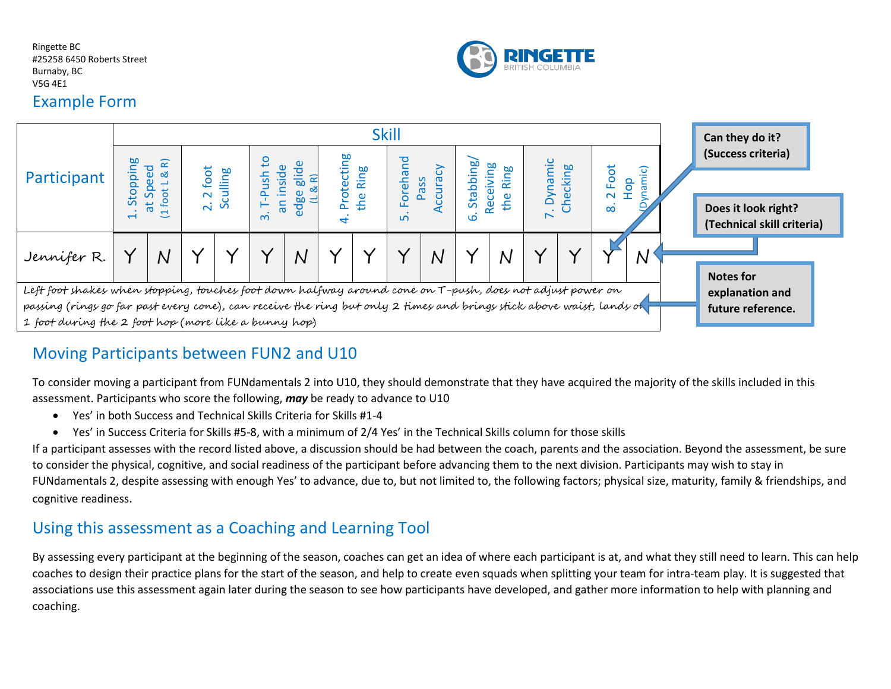Ringette BC
#25258 6450 Roberts Street
Burnaby, BC
V5G 4E1

## Example Form

| Participant | Skill | | | | | | | | | | | | | | | |
|---|---|---|---|---|---|---|---|---|---|---|---|---|---|---|---|---|
| | 1. Stopping at Speed (1 foot L & R) | | 2. 2 foot Sculling | | 3. T-Push to an inside edge glide (L & R) | | 4. Protecting the Ring | | 5. Forehand Pass Accuracy | | 6. Stabbing/ Receiving the Ring | | 7. Dynamic Checking | | 8. 2 Foot Hop (Dynamic) | |
| Jennifer R. | Y | N | Y | Y | Y | N | Y | Y | Y | N | Y | N | Y | Y | Y | N |
| Left foot shakes when stopping, touches foot down halfway around cone on T-push, does not adjust power on passing (rings go far past every cone), can receive the ring but only 2 times and brings stick above waist, lands on 1 foot during the 2 foot hop (more like a bunny hop) | | | | | | | | | | | | | | | | |

**Can they do it? (Success criteria)**

**Does it look right? (Technical skill criteria)**

**Notes for explanation and future reference.**

## Moving Participants between FUN2 and U10

To consider moving a participant from FUNdamentals 2 into U10, they should demonstrate that they have acquired the majority of the skills included in this assessment. Participants who score the following, ***may*** be ready to advance to U10

- Yes' in both Success and Technical Skills Criteria for Skills #1-4
- Yes' in Success Criteria for Skills #5-8, with a minimum of 2/4 Yes' in the Technical Skills column for those skills

If a participant assesses with the record listed above, a discussion should be had between the coach, parents and the association. Beyond the assessment, be sure to consider the physical, cognitive, and social readiness of the participant before advancing them to the next division. Participants may wish to stay in FUNdamentals 2, despite assessing with enough Yes' to advance, due to, but not limited to, the following factors; physical size, maturity, family & friendships, and cognitive readiness.

## Using this assessment as a Coaching and Learning Tool

By assessing every participant at the beginning of the season, coaches can get an idea of where each participant is at, and what they still need to learn. This can help coaches to design their practice plans for the start of the season, and help to create even squads when splitting your team for intra-team play. It is suggested that associations use this assessment again later during the season to see how participants have developed, and gather more information to help with planning and coaching.